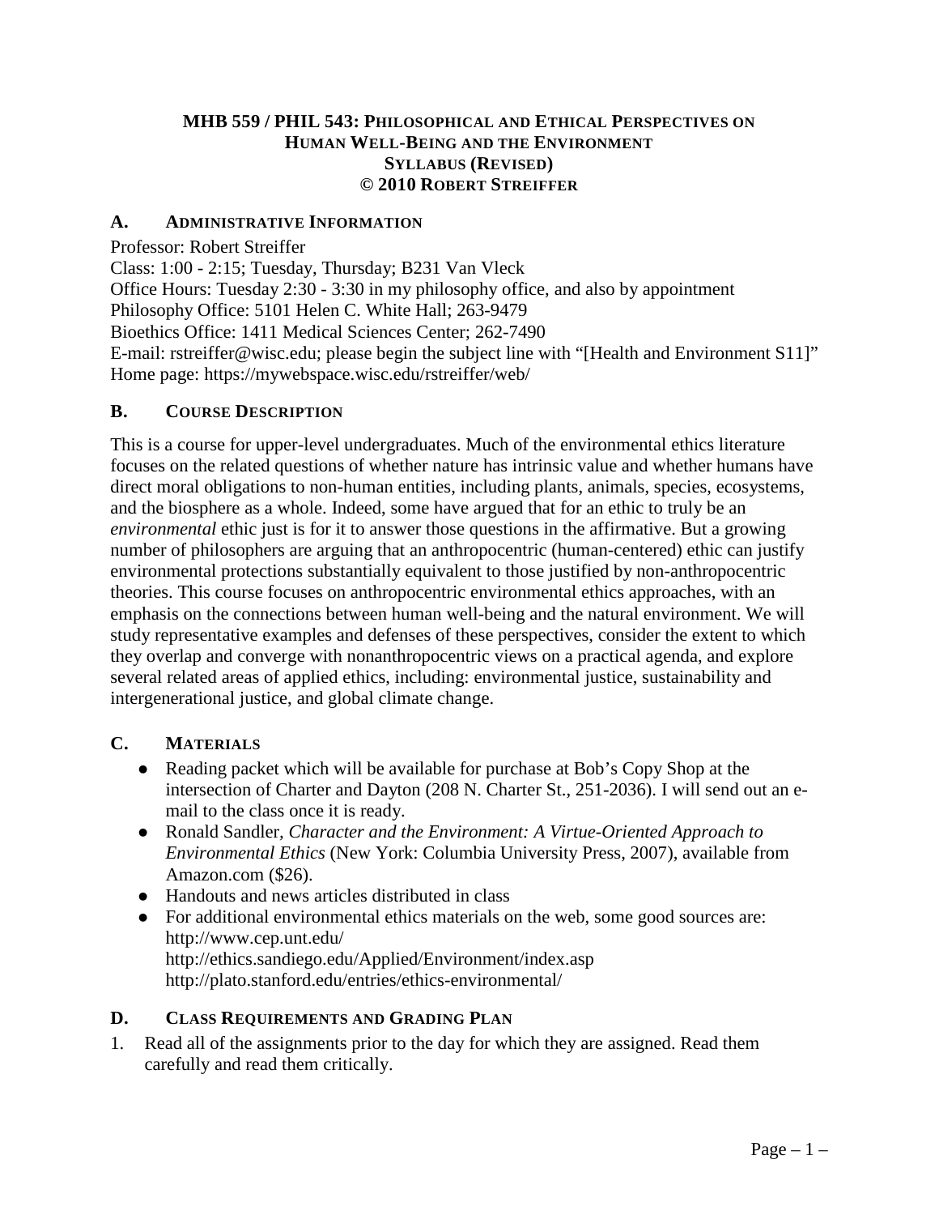# MHB 559 / PHIL 543: Philosophical and Ethical Perspectives on Human Well-Being and the Environment
## Syllabus (Revised)
## © 2010 Robert Streiffer

### A. Administrative Information

Professor: Robert Streiffer
Class: 1:00 - 2:15; Tuesday, Thursday; B231 Van Vleck
Office Hours: Tuesday 2:30 - 3:30 in my philosophy office, and also by appointment
Philosophy Office: 5101 Helen C. White Hall; 263-9479
Bioethics Office: 1411 Medical Sciences Center; 262-7490
E-mail: rstreiffer@wisc.edu; please begin the subject line with "[Health and Environment S11]"
Home page: https://mywebspace.wisc.edu/rstreiffer/web/

### B. Course Description

This is a course for upper-level undergraduates. Much of the environmental ethics literature focuses on the related questions of whether nature has intrinsic value and whether humans have direct moral obligations to non-human entities, including plants, animals, species, ecosystems, and the biosphere as a whole. Indeed, some have argued that for an ethic to truly be an *environmental* ethic just is for it to answer those questions in the affirmative. But a growing number of philosophers are arguing that an anthropocentric (human-centered) ethic can justify environmental protections substantially equivalent to those justified by non-anthropocentric theories. This course focuses on anthropocentric environmental ethics approaches, with an emphasis on the connections between human well-being and the natural environment. We will study representative examples and defenses of these perspectives, consider the extent to which they overlap and converge with nonanthropocentric views on a practical agenda, and explore several related areas of applied ethics, including: environmental justice, sustainability and intergenerational justice, and global climate change.

### C. Materials

- Reading packet which will be available for purchase at Bob's Copy Shop at the intersection of Charter and Dayton (208 N. Charter St., 251-2036). I will send out an e-mail to the class once it is ready.
- Ronald Sandler, *Character and the Environment: A Virtue-Oriented Approach to Environmental Ethics* (New York: Columbia University Press, 2007), available from Amazon.com ($26).
- Handouts and news articles distributed in class
- For additional environmental ethics materials on the web, some good sources are:
  http://www.cep.unt.edu/
  http://ethics.sandiego.edu/Applied/Environment/index.asp
  http://plato.stanford.edu/entries/ethics-environmental/

### D. Class Requirements and Grading Plan

1. Read all of the assignments prior to the day for which they are assigned. Read them carefully and read them critically.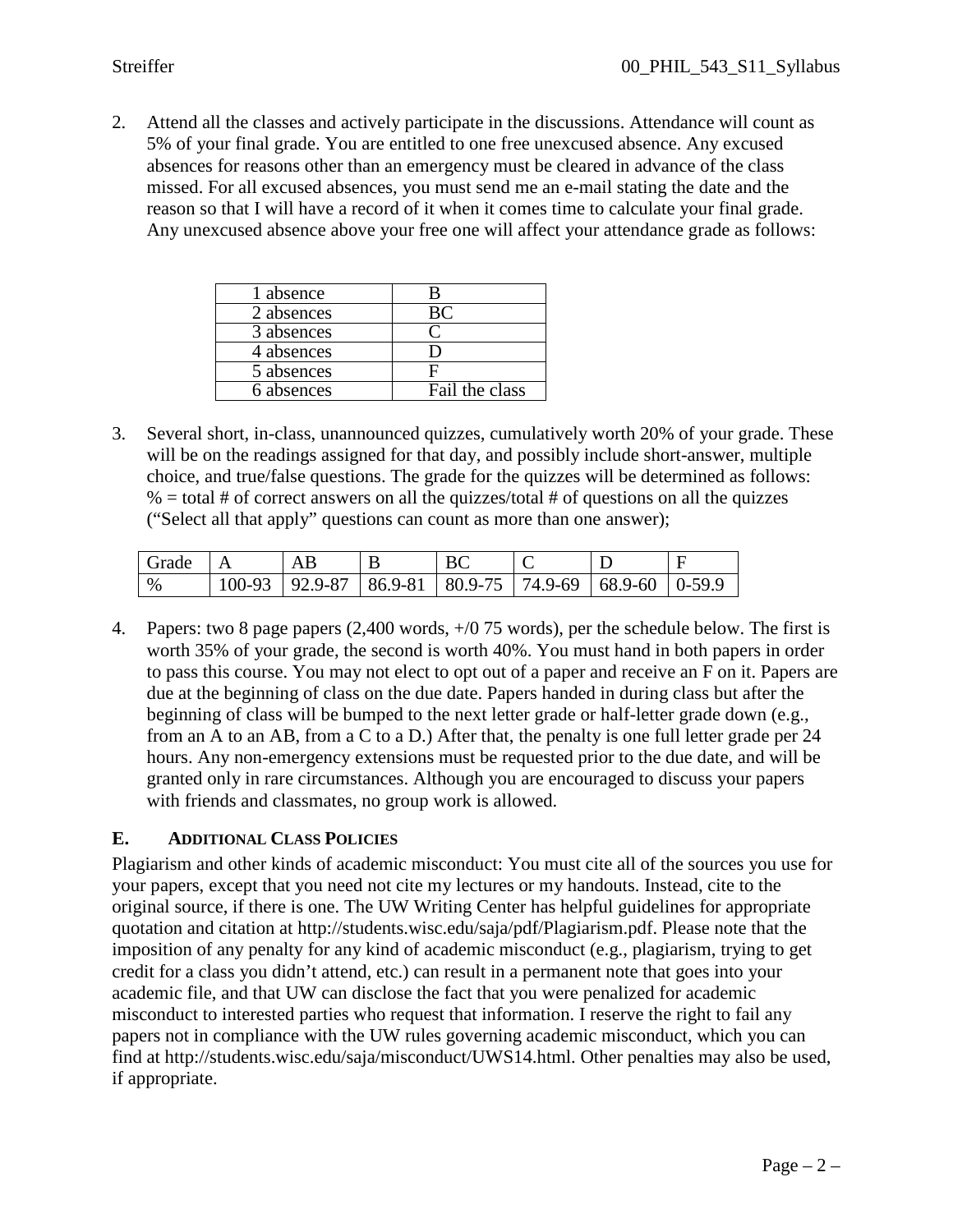2. Attend all the classes and actively participate in the discussions. Attendance will count as 5% of your final grade. You are entitled to one free unexcused absence. Any excused absences for reasons other than an emergency must be cleared in advance of the class missed. For all excused absences, you must send me an e-mail stating the date and the reason so that I will have a record of it when it comes time to calculate your final grade. Any unexcused absence above your free one will affect your attendance grade as follows:

| 1 absence | B |
|---|---|
| 2 absences | BC |
| 3 absences | C |
| 4 absences | D |
| 5 absences | F |
| 6 absences | Fail the class |

3. Several short, in-class, unannounced quizzes, cumulatively worth 20% of your grade. These will be on the readings assigned for that day, and possibly include short-answer, multiple choice, and true/false questions. The grade for the quizzes will be determined as follows: % = total # of correct answers on all the quizzes/total # of questions on all the quizzes ("Select all that apply" questions can count as more than one answer);

| Grade | A | AB | B | BC | C | D | F |
|---|---|---|---|---|---|---|---|
| % | 100-93 | 92.9-87 | 86.9-81 | 80.9-75 | 74.9-69 | 68.9-60 | 0-59.9 |

4. Papers: two 8 page papers (2,400 words, +/0 75 words), per the schedule below. The first is worth 35% of your grade, the second is worth 40%. You must hand in both papers in order to pass this course. You may not elect to opt out of a paper and receive an F on it. Papers are due at the beginning of class on the due date. Papers handed in during class but after the beginning of class will be bumped to the next letter grade or half-letter grade down (e.g., from an A to an AB, from a C to a D.) After that, the penalty is one full letter grade per 24 hours. Any non-emergency extensions must be requested prior to the due date, and will be granted only in rare circumstances. Although you are encouraged to discuss your papers with friends and classmates, no group work is allowed.

## E. Additional Class Policies

Plagiarism and other kinds of academic misconduct: You must cite all of the sources you use for your papers, except that you need not cite my lectures or my handouts. Instead, cite to the original source, if there is one. The UW Writing Center has helpful guidelines for appropriate quotation and citation at http://students.wisc.edu/saja/pdf/Plagiarism.pdf. Please note that the imposition of any penalty for any kind of academic misconduct (e.g., plagiarism, trying to get credit for a class you didn't attend, etc.) can result in a permanent note that goes into your academic file, and that UW can disclose the fact that you were penalized for academic misconduct to interested parties who request that information. I reserve the right to fail any papers not in compliance with the UW rules governing academic misconduct, which you can find at http://students.wisc.edu/saja/misconduct/UWS14.html. Other penalties may also be used, if appropriate.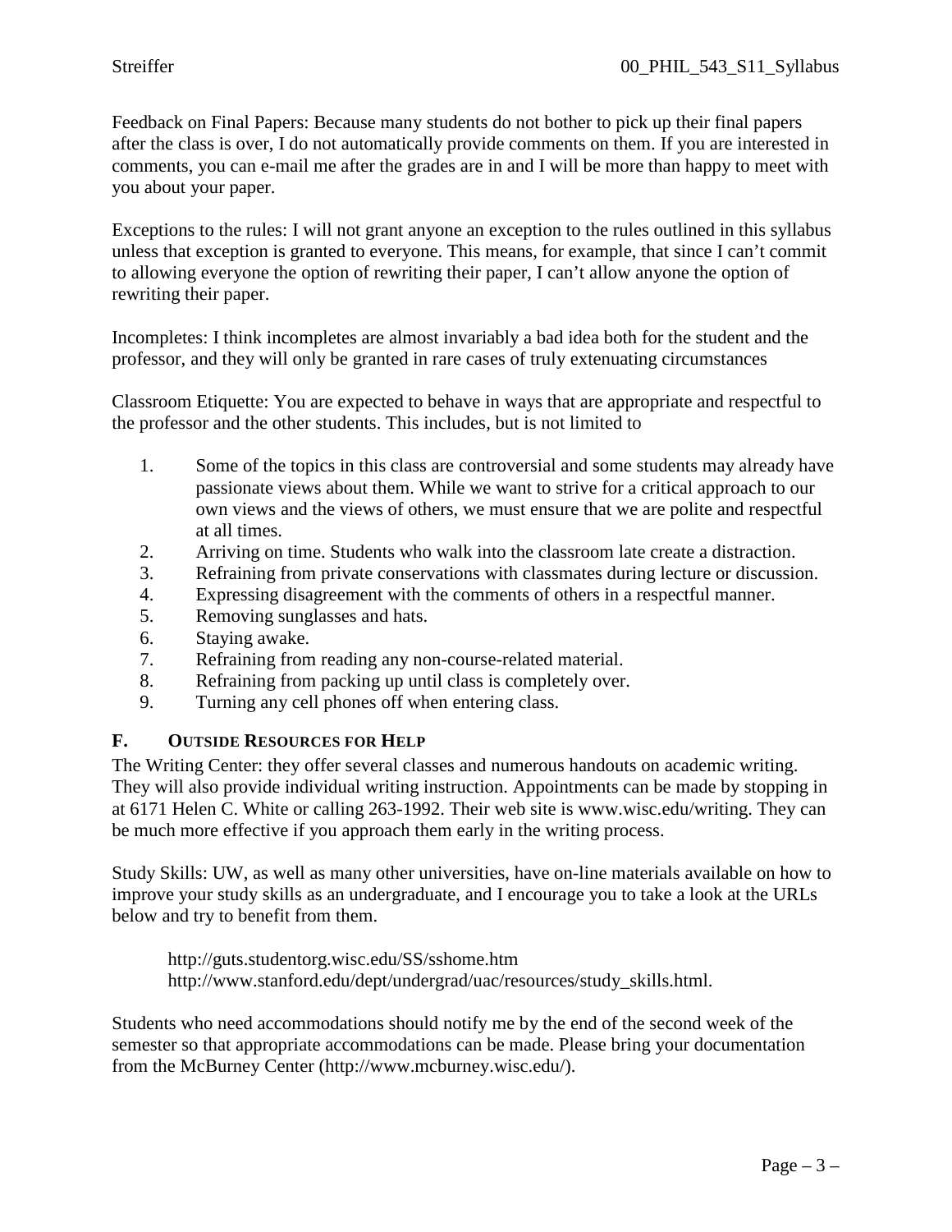Feedback on Final Papers: Because many students do not bother to pick up their final papers after the class is over, I do not automatically provide comments on them. If you are interested in comments, you can e-mail me after the grades are in and I will be more than happy to meet with you about your paper.

Exceptions to the rules: I will not grant anyone an exception to the rules outlined in this syllabus unless that exception is granted to everyone. This means, for example, that since I can't commit to allowing everyone the option of rewriting their paper, I can't allow anyone the option of rewriting their paper.

Incompletes: I think incompletes are almost invariably a bad idea both for the student and the professor, and they will only be granted in rare cases of truly extenuating circumstances

Classroom Etiquette: You are expected to behave in ways that are appropriate and respectful to the professor and the other students. This includes, but is not limited to

1. Some of the topics in this class are controversial and some students may already have passionate views about them. While we want to strive for a critical approach to our own views and the views of others, we must ensure that we are polite and respectful at all times.
2. Arriving on time. Students who walk into the classroom late create a distraction.
3. Refraining from private conservations with classmates during lecture or discussion.
4. Expressing disagreement with the comments of others in a respectful manner.
5. Removing sunglasses and hats.
6. Staying awake.
7. Refraining from reading any non-course-related material.
8. Refraining from packing up until class is completely over.
9. Turning any cell phones off when entering class.

## F. Outside Resources for Help

The Writing Center: they offer several classes and numerous handouts on academic writing. They will also provide individual writing instruction. Appointments can be made by stopping in at 6171 Helen C. White or calling 263-1992. Their web site is www.wisc.edu/writing. They can be much more effective if you approach them early in the writing process.

Study Skills: UW, as well as many other universities, have on-line materials available on how to improve your study skills as an undergraduate, and I encourage you to take a look at the URLs below and try to benefit from them.

http://guts.studentorg.wisc.edu/SS/sshome.htm
http://www.stanford.edu/dept/undergrad/uac/resources/study_skills.html.

Students who need accommodations should notify me by the end of the second week of the semester so that appropriate accommodations can be made. Please bring your documentation from the McBurney Center (http://www.mcburney.wisc.edu/).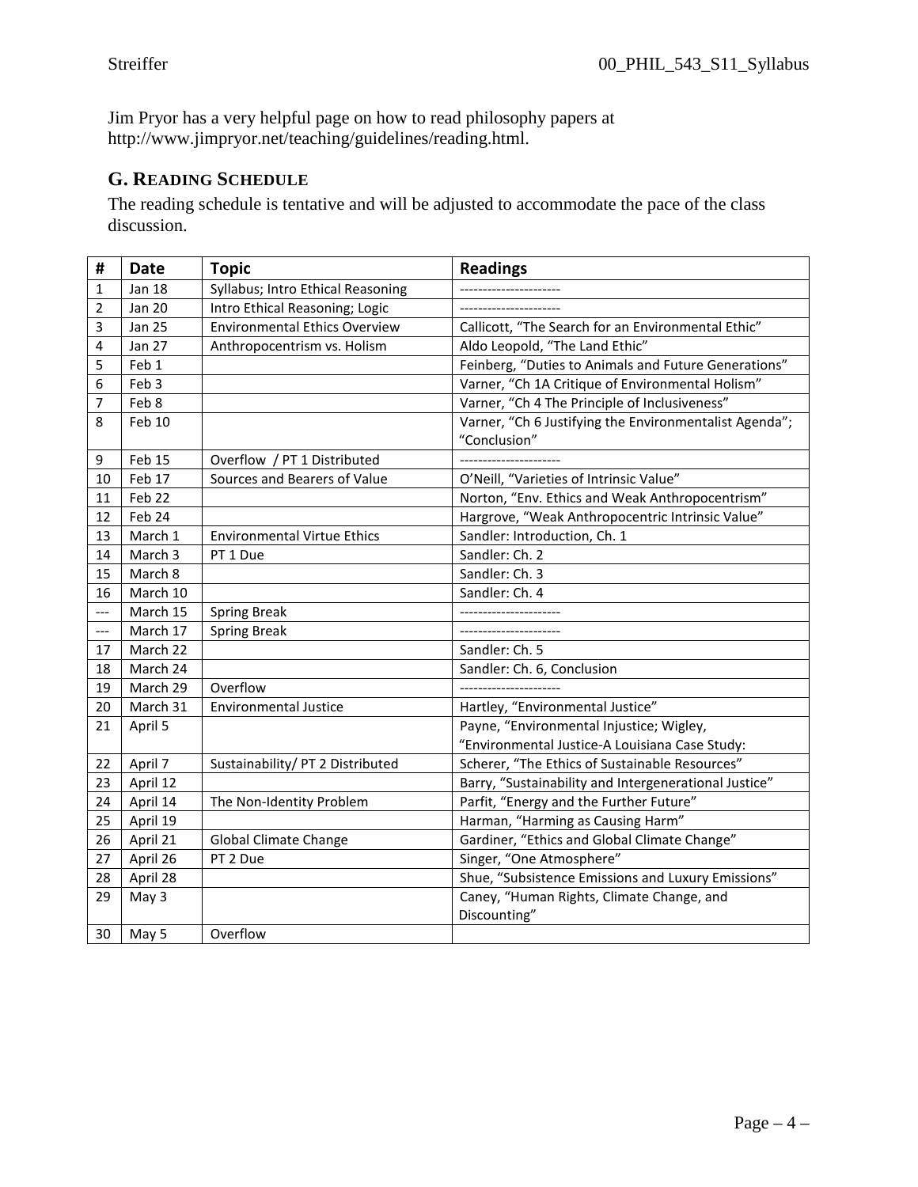Jim Pryor has a very helpful page on how to read philosophy papers at http://www.jimpryor.net/teaching/guidelines/reading.html.

### G. Reading Schedule

The reading schedule is tentative and will be adjusted to accommodate the pace of the class discussion.

| # | Date | Topic | Readings |
|---|---|---|---|
| 1 | Jan 18 | Syllabus; Intro Ethical Reasoning | ---------------------- |
| 2 | Jan 20 | Intro Ethical Reasoning; Logic | ---------------------- |
| 3 | Jan 25 | Environmental Ethics Overview | Callicott, “The Search for an Environmental Ethic” |
| 4 | Jan 27 | Anthropocentrism vs. Holism | Aldo Leopold, “The Land Ethic” |
| 5 | Feb 1 | | Feinberg, “Duties to Animals and Future Generations” |
| 6 | Feb 3 | | Varner, “Ch 1A Critique of Environmental Holism” |
| 7 | Feb 8 | | Varner, “Ch 4 The Principle of Inclusiveness” |
| 8 | Feb 10 | | Varner, “Ch 6 Justifying the Environmentalist Agenda”; “Conclusion” |
| 9 | Feb 15 | Overflow / PT 1 Distributed | ---------------------- |
| 10 | Feb 17 | Sources and Bearers of Value | O’Neill, “Varieties of Intrinsic Value” |
| 11 | Feb 22 | | Norton, “Env. Ethics and Weak Anthropocentrism” |
| 12 | Feb 24 | | Hargrove, “Weak Anthropocentric Intrinsic Value” |
| 13 | March 1 | Environmental Virtue Ethics | Sandler: Introduction, Ch. 1 |
| 14 | March 3 | PT 1 Due | Sandler: Ch. 2 |
| 15 | March 8 | | Sandler: Ch. 3 |
| 16 | March 10 | | Sandler: Ch. 4 |
| --- | March 15 | Spring Break | ---------------------- |
| --- | March 17 | Spring Break | ---------------------- |
| 17 | March 22 | | Sandler: Ch. 5 |
| 18 | March 24 | | Sandler: Ch. 6, Conclusion |
| 19 | March 29 | Overflow | ---------------------- |
| 20 | March 31 | Environmental Justice | Hartley, “Environmental Justice” |
| 21 | April 5 | | Payne, “Environmental Injustice; Wigley, “Environmental Justice-A Louisiana Case Study: |
| 22 | April 7 | Sustainability/ PT 2 Distributed | Scherer, “The Ethics of Sustainable Resources” |
| 23 | April 12 | | Barry, “Sustainability and Intergenerational Justice” |
| 24 | April 14 | The Non-Identity Problem | Parfit, “Energy and the Further Future” |
| 25 | April 19 | | Harman, “Harming as Causing Harm” |
| 26 | April 21 | Global Climate Change | Gardiner, “Ethics and Global Climate Change” |
| 27 | April 26 | PT 2 Due | Singer, “One Atmosphere” |
| 28 | April 28 | | Shue, “Subsistence Emissions and Luxury Emissions” |
| 29 | May 3 | | Caney, “Human Rights, Climate Change, and Discounting” |
| 30 | May 5 | Overflow | |